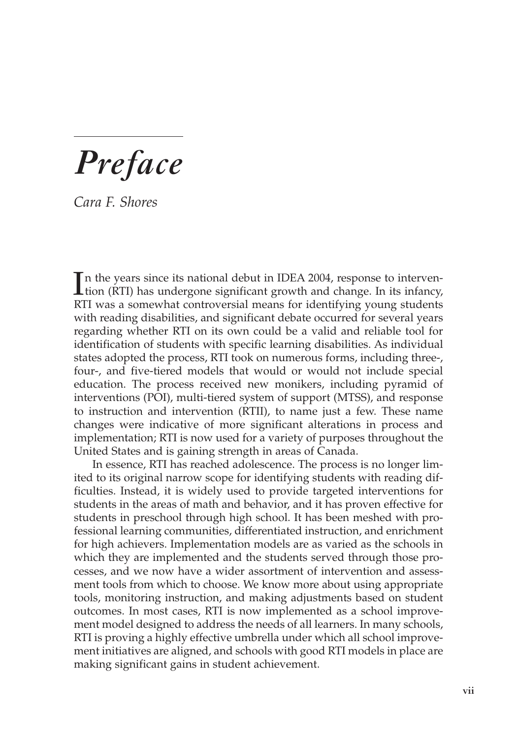# *Preface*

*Cara F. Shores*

In the years since its national debut in IDEA 2004, response to intervention (RTI) has undergone significant growth and change. In its infancy, RTI was a somewhat controversial means for identifying young students with reading disabilities, and significant debate occurred for several years regarding whether RTI on its own could be a valid and reliable tool for identification of students with specific learning disabilities. As individual states adopted the process, RTI took on numerous forms, including three-, four-, and five-tiered models that would or would not include special education. The process received new monikers, including pyramid of interventions (POI), multi-tiered system of support (MTSS), and response to instruction and intervention (RTII), to name just a few. These name changes were indicative of more significant alterations in process and implementation; RTI is now used for a variety of purposes throughout the United States and is gaining strength in areas of Canada.

In essence, RTI has reached adolescence. The process is no longer limited to its original narrow scope for identifying students with reading difficulties. Instead, it is widely used to provide targeted interventions for students in the areas of math and behavior, and it has proven effective for students in preschool through high school. It has been meshed with professional learning communities, differentiated instruction, and enrichment for high achievers. Implementation models are as varied as the schools in which they are implemented and the students served through those processes, and we now have a wider assortment of intervention and assessment tools from which to choose. We know more about using appropriate tools, monitoring instruction, and making adjustments based on student outcomes. In most cases, RTI is now implemented as a school improvement model designed to address the needs of all learners. In many schools, RTI is proving a highly effective umbrella under which all school improvement initiatives are aligned, and schools with good RTI models in place are making significant gains in student achievement.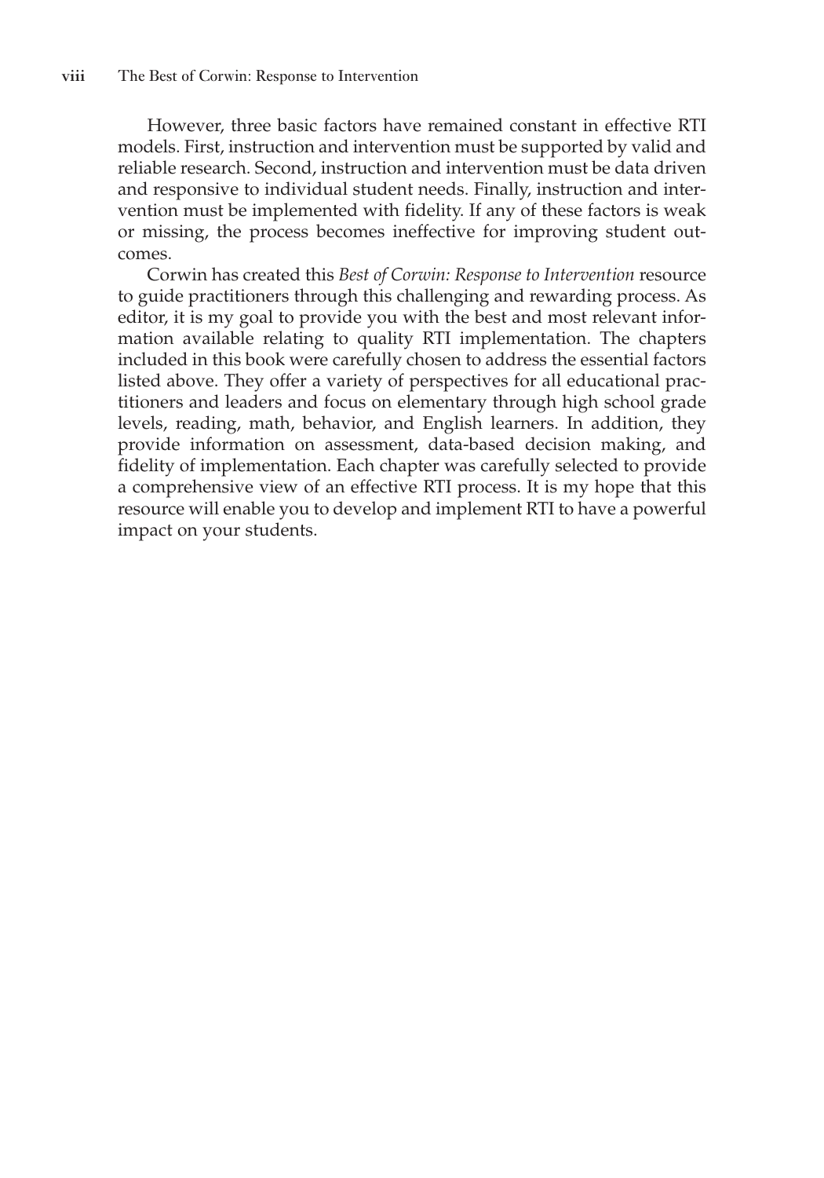However, three basic factors have remained constant in effective RTI models. First, instruction and intervention must be supported by valid and reliable research. Second, instruction and intervention must be data driven and responsive to individual student needs. Finally, instruction and intervention must be implemented with fidelity. If any of these factors is weak or missing, the process becomes ineffective for improving student outcomes.

Corwin has created this *Best of Corwin: Response to Intervention* resource to guide practitioners through this challenging and rewarding process. As editor, it is my goal to provide you with the best and most relevant information available relating to quality RTI implementation. The chapters included in this book were carefully chosen to address the essential factors listed above. They offer a variety of perspectives for all educational practitioners and leaders and focus on elementary through high school grade levels, reading, math, behavior, and English learners. In addition, they provide information on assessment, data-based decision making, and fidelity of implementation. Each chapter was carefully selected to provide a comprehensive view of an effective RTI process. It is my hope that this resource will enable you to develop and implement RTI to have a powerful impact on your students.